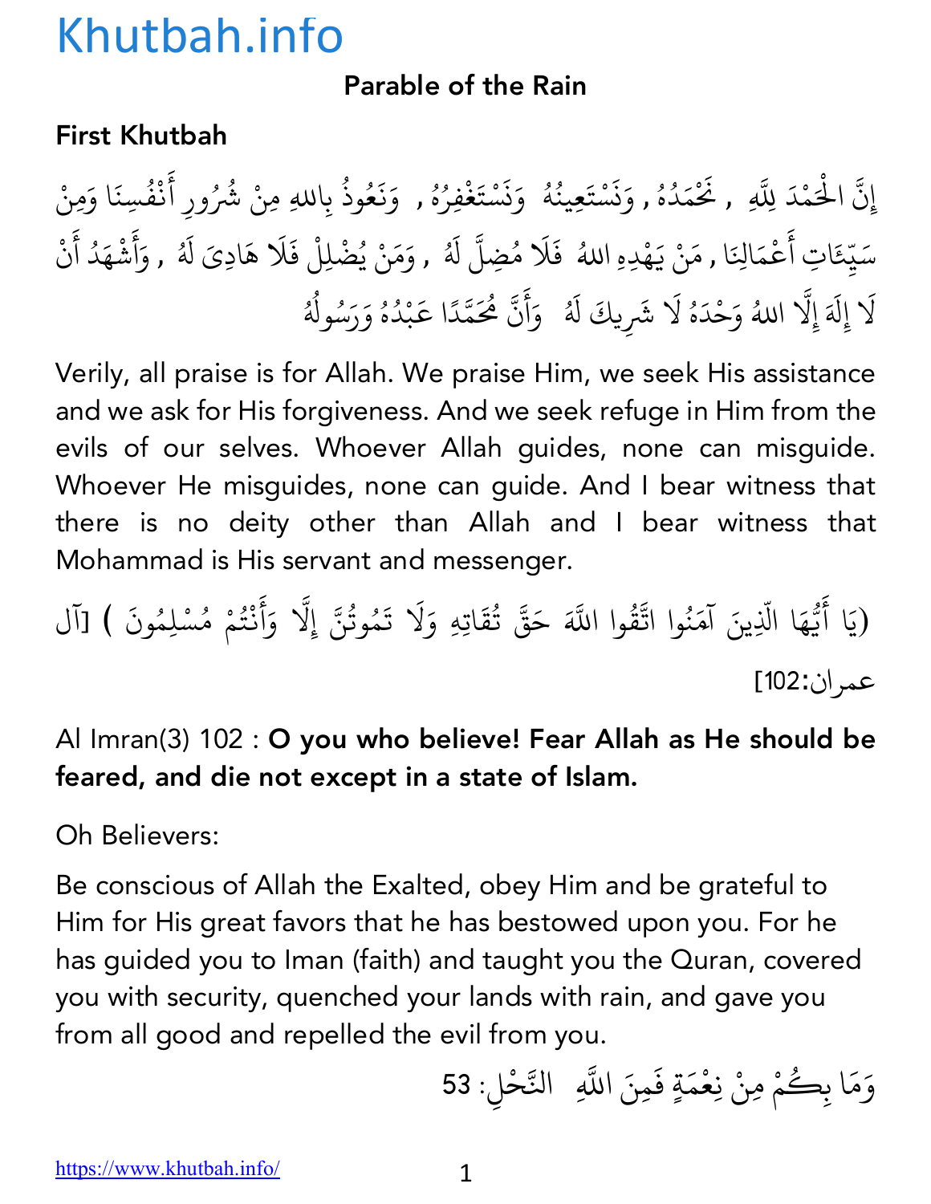Khutbah.info

# Parable of the Rain

## First Khutbah

إِنَّ الْحَمْدَ لِلَّهِ , نَحْمَدُهُ , وَنَسْتَعِينُهُ وَنَسْتَغْفِرُهُ , وَنَعُوذُ بِاللهِ مِنْ شُرُورِ أَنْفُسِنَا وَمِنْ سَيِّئَاتِ أَعْمَالِنَا , مَنْ يَهْدِهِ اللهُ فَلَا مُضِلَّ لَهُ , وَمَنْ يُضْلِلْ فَلَا هَادِيَ لَهُ , وَأَشْهَدُ أَنْ لَا إِلَهَ إِلَّا اللهُ وَحْدَهُ لَا شَرِيكَ لَهُ وَأَنَّ مُحَمَّدًا عَبْدُهُ وَرَسُولُهُ

Verily, all praise is for Allah. We praise Him, we seek His assistance and we ask for His forgiveness. And we seek refuge in Him from the evils of our selves. Whoever Allah guides, none can misguide. Whoever He misguides, none can guide. And I bear witness that there is no deity other than Allah and I bear witness that Mohammad is His servant and messenger.

(يَا أَيُّهَا الَّذِينَ آمَنُوا اتَّقُوا اللَّهَ حَقَّ تُقَاتِهِ وَلَا تَمُوتُنَّ إِلَّا وَأَنْتُمْ مُسْلِمُونَ ) [آل عمران:102]

Al Imran(3) 102 : **O you who believe! Fear Allah as He should be feared, and die not except in a state of Islam.**

Oh Believers:

Be conscious of Allah the Exalted, obey Him and be grateful to Him for His great favors that he has bestowed upon you. For he has guided you to Iman (faith) and taught you the Quran, covered you with security, quenched your lands with rain, and gave you from all good and repelled the evil from you.

وَمَا بِكُمْ مِنْ نِعْمَةٍ فَمِنَ اللَّهِ النَّحْلِ: 53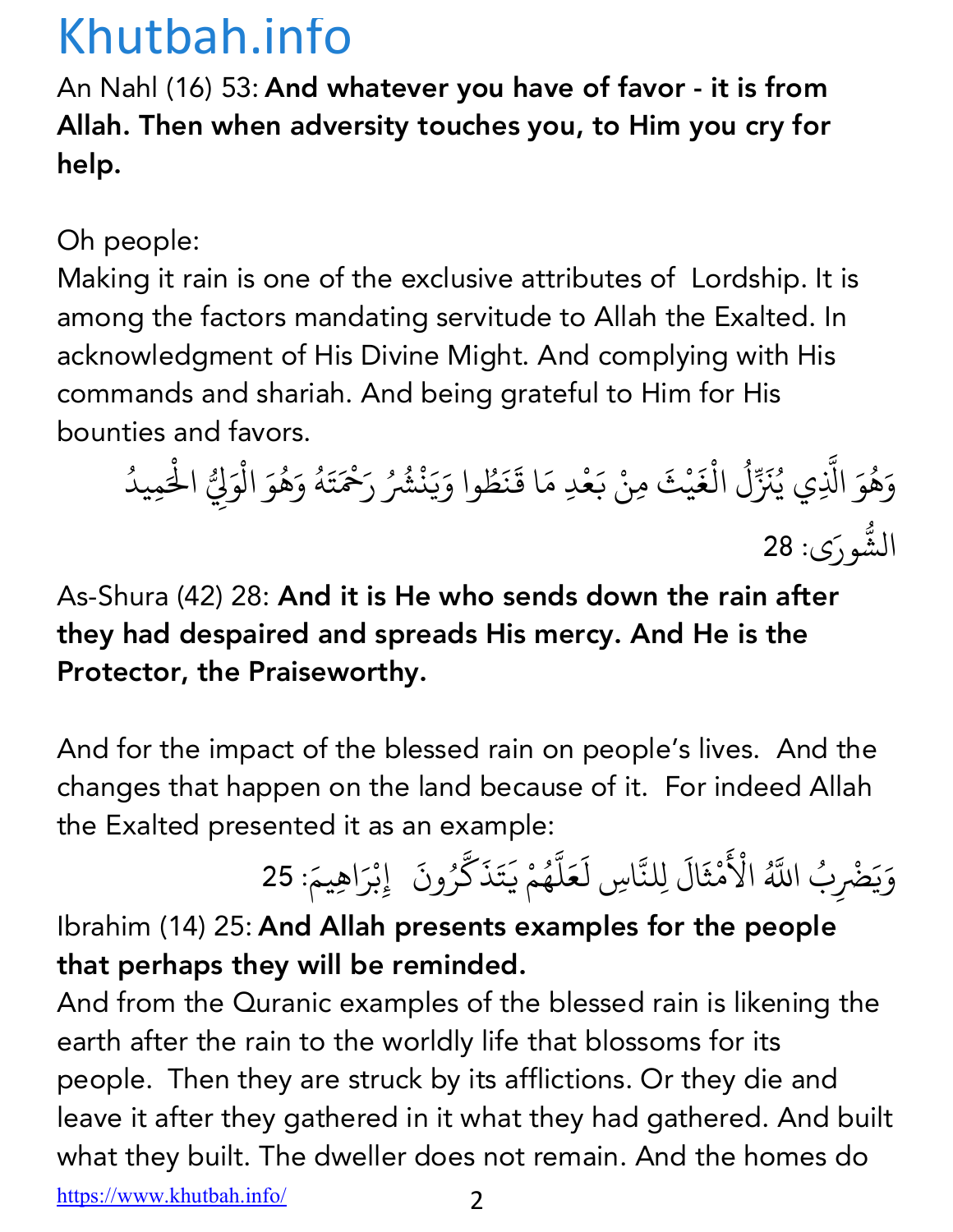An Nahl (16) 53: **And whatever you have of favor - it is from Allah. Then when adversity touches you, to Him you cry for help.**

Oh people:
Making it rain is one of the exclusive attributes of Lordship. It is among the factors mandating servitude to Allah the Exalted. In acknowledgment of His Divine Might. And complying with His commands and shariah. And being grateful to Him for His bounties and favors.

وَهُوَ الَّذِي يُنَزِّلُ الْغَيْثَ مِنْ بَعْدِ مَا قَنَطُوا وَيَنْشُرُ رَحْمَتَهُ وَهُوَ الْوَلِيُّ الْحَمِيدُ الشُّورَى: 28

As-Shura (42) 28: **And it is He who sends down the rain after they had despaired and spreads His mercy. And He is the Protector, the Praiseworthy.**

And for the impact of the blessed rain on people's lives. And the changes that happen on the land because of it. For indeed Allah the Exalted presented it as an example:

وَيَضْرِبُ اللَّهُ الْأَمْثَالَ لِلنَّاسِ لَعَلَّهُمْ يَتَذَكَّرُونَ إِبْرَاهِيمَ: 25

Ibrahim (14) 25: **And Allah presents examples for the people that perhaps they will be reminded.**

And from the Quranic examples of the blessed rain is likening the earth after the rain to the worldly life that blossoms for its people. Then they are struck by its afflictions. Or they die and leave it after they gathered in it what they had gathered. And built what they built. The dweller does not remain. And the homes do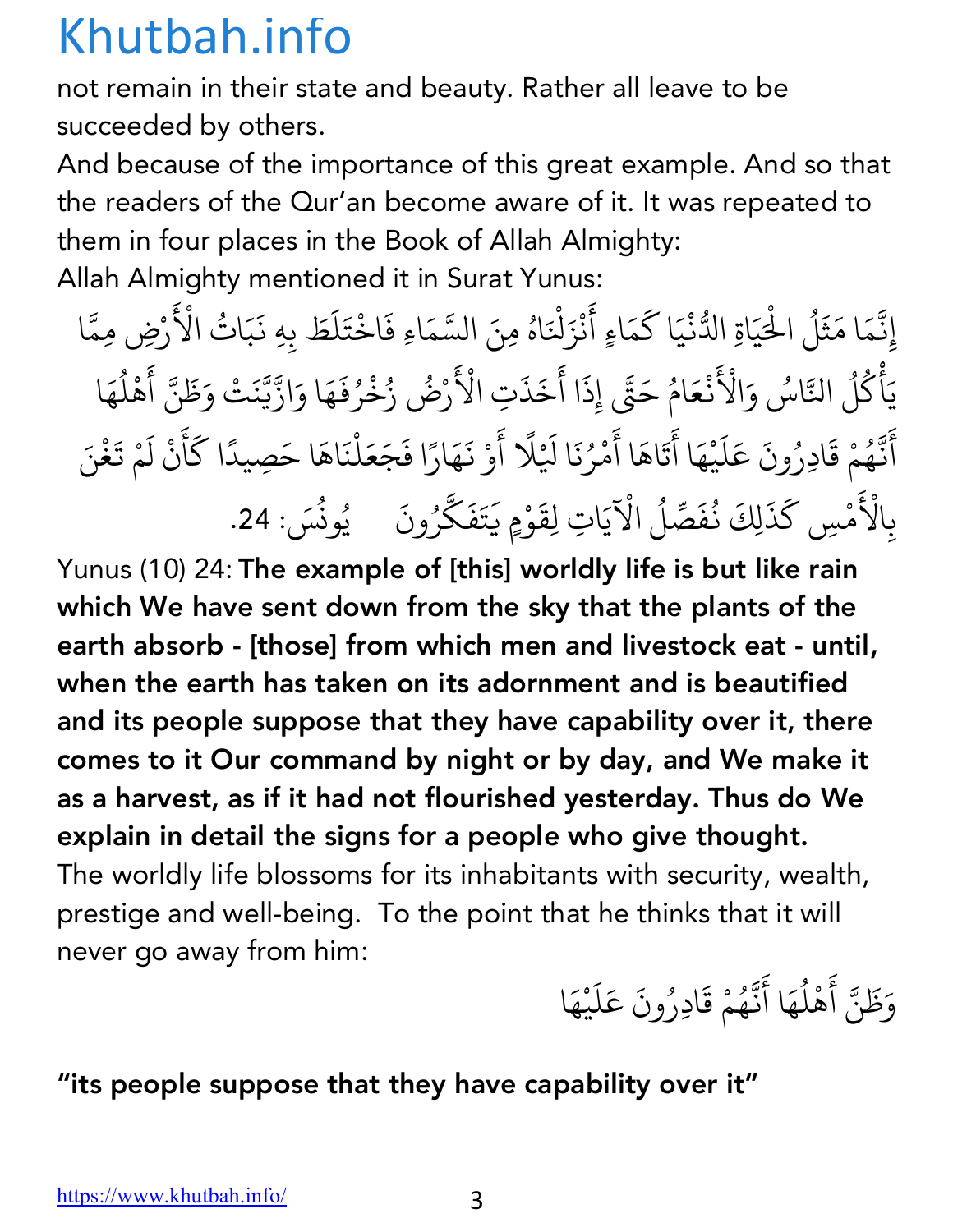not remain in their state and beauty. Rather all leave to be succeeded by others.

And because of the importance of this great example. And so that the readers of the Qur'an become aware of it. It was repeated to them in four places in the Book of Allah Almighty:

Allah Almighty mentioned it in Surat Yunus:

إِنَّمَا مَثَلُ الْحَيَاةِ الدُّنْيَا كَمَاءٍ أَنْزَلْنَاهُ مِنَ السَّمَاءِ فَاخْتَلَطَ بِهِ نَبَاتُ الْأَرْضِ مِمَّا يَأْكُلُ النَّاسُ وَالْأَنْعَامُ حَتَّى إِذَا أَخَذَتِ الْأَرْضُ زُخْرُفَهَا وَازَّيَّنَتْ وَظَنَّ أَهْلُهَا أَنَّهُمْ قَادِرُونَ عَلَيْهَا أَتَاهَا أَمْرُنَا لَيْلًا أَوْ نَهَارًا فَجَعَلْنَاهَا حَصِيدًا كَأَنْ لَمْ تَغْنَ بِالْأَمْسِ كَذَلِكَ نُفَصِّلُ الْآيَاتِ لِقَوْمٍ يَتَفَكَّرُونَ يُونُس: 24.

Yunus (10) 24: **The example of [this] worldly life is but like rain which We have sent down from the sky that the plants of the earth absorb - [those] from which men and livestock eat - until, when the earth has taken on its adornment and is beautified and its people suppose that they have capability over it, there comes to it Our command by night or by day, and We make it as a harvest, as if it had not flourished yesterday. Thus do We explain in detail the signs for a people who give thought.**

The worldly life blossoms for its inhabitants with security, wealth, prestige and well-being. To the point that he thinks that it will never go away from him:

وَظَنَّ أَهْلُهَا أَنَّهُمْ قَادِرُونَ عَلَيْهَا

**"its people suppose that they have capability over it"**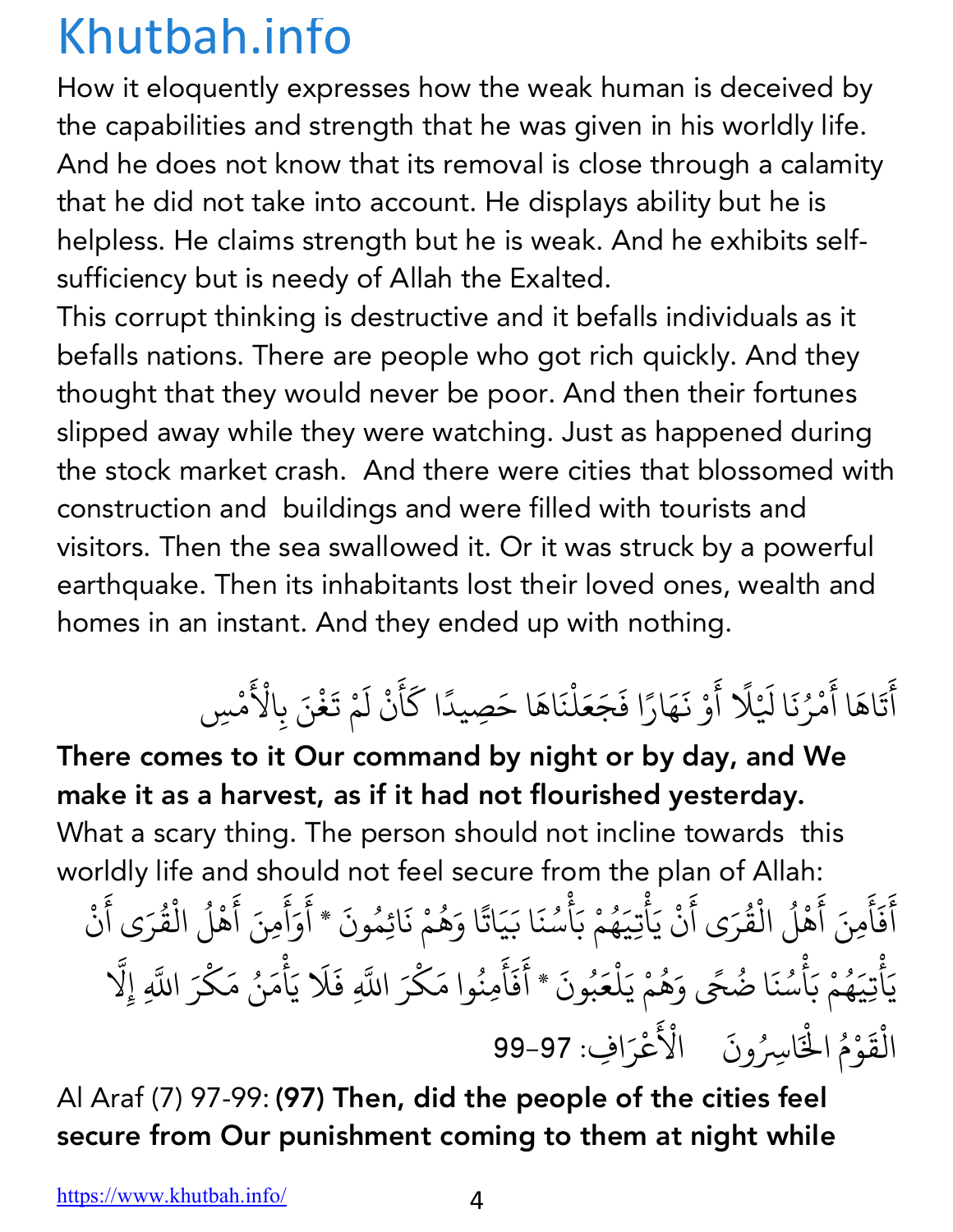How it eloquently expresses how the weak human is deceived by the capabilities and strength that he was given in his worldly life. And he does not know that its removal is close through a calamity that he did not take into account. He displays ability but he is helpless. He claims strength but he is weak. And he exhibits self-sufficiency but is needy of Allah the Exalted.

This corrupt thinking is destructive and it befalls individuals as it befalls nations. There are people who got rich quickly. And they thought that they would never be poor. And then their fortunes slipped away while they were watching. Just as happened during the stock market crash. And there were cities that blossomed with construction and buildings and were filled with tourists and visitors. Then the sea swallowed it. Or it was struck by a powerful earthquake. Then its inhabitants lost their loved ones, wealth and homes in an instant. And they ended up with nothing.

أَتَاهَا أَمْرُنَا لَيْلًا أَوْ نَهَارًا فَجَعَلْنَاهَا حَصِيدًا كَأَنْ لَمْ تَغْنَ بِالْأَمْسِ

**There comes to it Our command by night or by day, and We make it as a harvest, as if it had not flourished yesterday.**

What a scary thing. The person should not incline towards this worldly life and should not feel secure from the plan of Allah:

أَفَأَمِنَ أَهْلُ الْقُرَى أَنْ يَأْتِيَهُمْ بَأْسُنَا بَيَاتًا وَهُمْ نَائِمُونَ * أَوَأَمِنَ أَهْلُ الْقُرَى أَنْ يَأْتِيَهُمْ بَأْسُنَا ضُحًى وَهُمْ يَلْعَبُونَ * أَفَأَمِنُوا مَكْرَ اللَّهِ فَلَا يَأْمَنُ مَكْرَ اللَّهِ إِلَّا الْقَوْمُ الْخَاسِرُونَ الْأَعْرَافِ: 97-99

Al Araf (7) 97-99: **(97) Then, did the people of the cities feel secure from Our punishment coming to them at night while**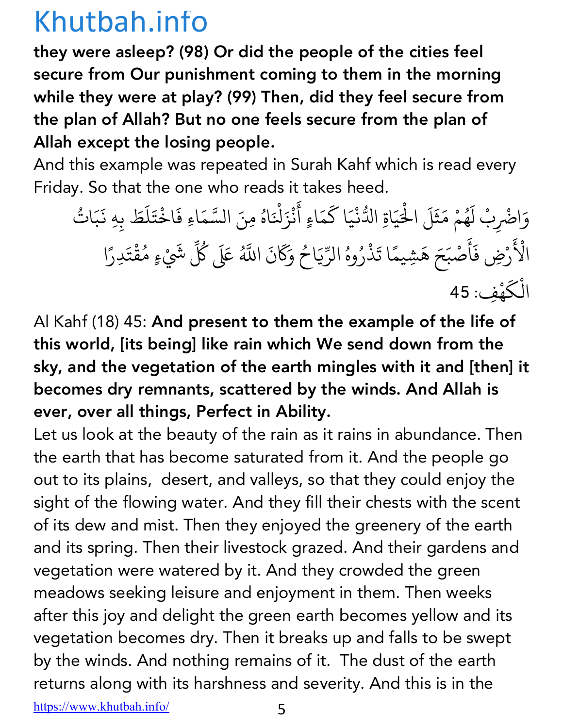**they were asleep? (98) Or did the people of the cities feel secure from Our punishment coming to them in the morning while they were at play? (99) Then, did they feel secure from the plan of Allah? But no one feels secure from the plan of Allah except the losing people.**

And this example was repeated in Surah Kahf which is read every Friday. So that the one who reads it takes heed.

وَاضْرِبْ لَهُمْ مَثَلَ الْحَيَاةِ الدُّنْيَا كَمَاءٍ أَنْزَلْنَاهُ مِنَ السَّمَاءِ فَاخْتَلَطَ بِهِ نَبَاتُ الْأَرْضِ فَأَصْبَحَ هَشِيمًا تَذْرُوهُ الرِّيَاحُ وَكَانَ اللَّهُ عَلَى كُلِّ شَيْءٍ مُقْتَدِرًا

الْكَهْفِ: 45

Al Kahf (18) 45: **And present to them the example of the life of this world, [its being] like rain which We send down from the sky, and the vegetation of the earth mingles with it and [then] it becomes dry remnants, scattered by the winds. And Allah is ever, over all things, Perfect in Ability.**

Let us look at the beauty of the rain as it rains in abundance. Then the earth that has become saturated from it. And the people go out to its plains, desert, and valleys, so that they could enjoy the sight of the flowing water. And they fill their chests with the scent of its dew and mist. Then they enjoyed the greenery of the earth and its spring. Then their livestock grazed. And their gardens and vegetation were watered by it. And they crowded the green meadows seeking leisure and enjoyment in them. Then weeks after this joy and delight the green earth becomes yellow and its vegetation becomes dry. Then it breaks up and falls to be swept by the winds. And nothing remains of it. The dust of the earth returns along with its harshness and severity. And this is in the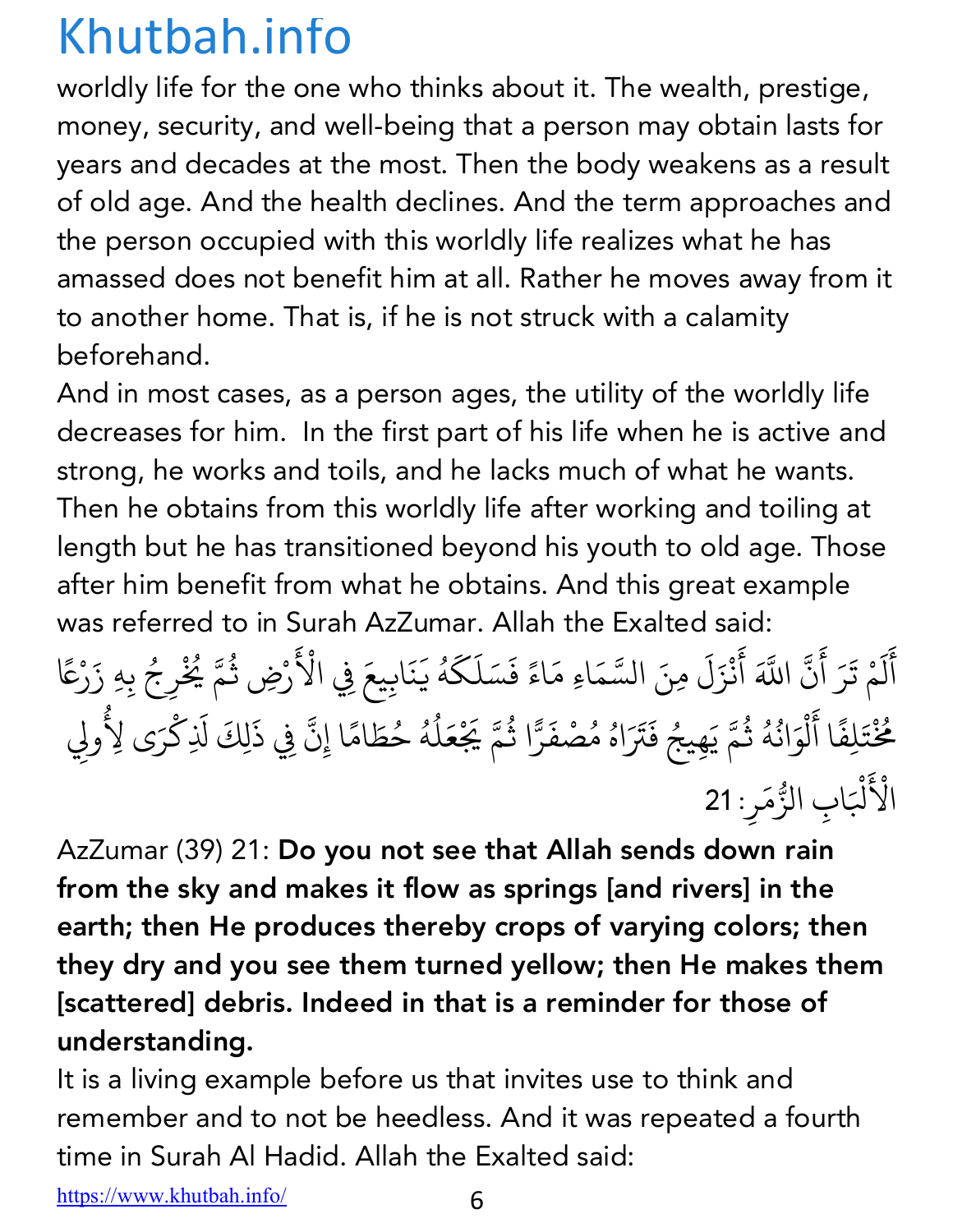worldly life for the one who thinks about it. The wealth, prestige, money, security, and well-being that a person may obtain lasts for years and decades at the most. Then the body weakens as a result of old age. And the health declines. And the term approaches and the person occupied with this worldly life realizes what he has amassed does not benefit him at all. Rather he moves away from it to another home. That is, if he is not struck with a calamity beforehand.

And in most cases, as a person ages, the utility of the worldly life decreases for him. In the first part of his life when he is active and strong, he works and toils, and he lacks much of what he wants. Then he obtains from this worldly life after working and toiling at length but he has transitioned beyond his youth to old age. Those after him benefit from what he obtains. And this great example was referred to in Surah AzZumar. Allah the Exalted said:

أَلَمْ تَرَ أَنَّ اللَّهَ أَنْزَلَ مِنَ السَّمَاءِ مَاءً فَسَلَكَهُ يَنَابِيعَ فِي الْأَرْضِ ثُمَّ يُخْرِجُ بِهِ زَرْعًا مُخْتَلِفًا أَلْوَانُهُ ثُمَّ يَهِيجُ فَتَرَاهُ مُصْفَرًّا ثُمَّ يَجْعَلُهُ حُطَامًا إِنَّ فِي ذَلِكَ لَذِكْرَى لِأُولِي الْأَلْبَابِ الزُّمَرِ: 21

AzZumar (39) 21: **Do you not see that Allah sends down rain from the sky and makes it flow as springs [and rivers] in the earth; then He produces thereby crops of varying colors; then they dry and you see them turned yellow; then He makes them [scattered] debris. Indeed in that is a reminder for those of understanding.**

It is a living example before us that invites use to think and remember and to not be heedless. And it was repeated a fourth time in Surah Al Hadid. Allah the Exalted said: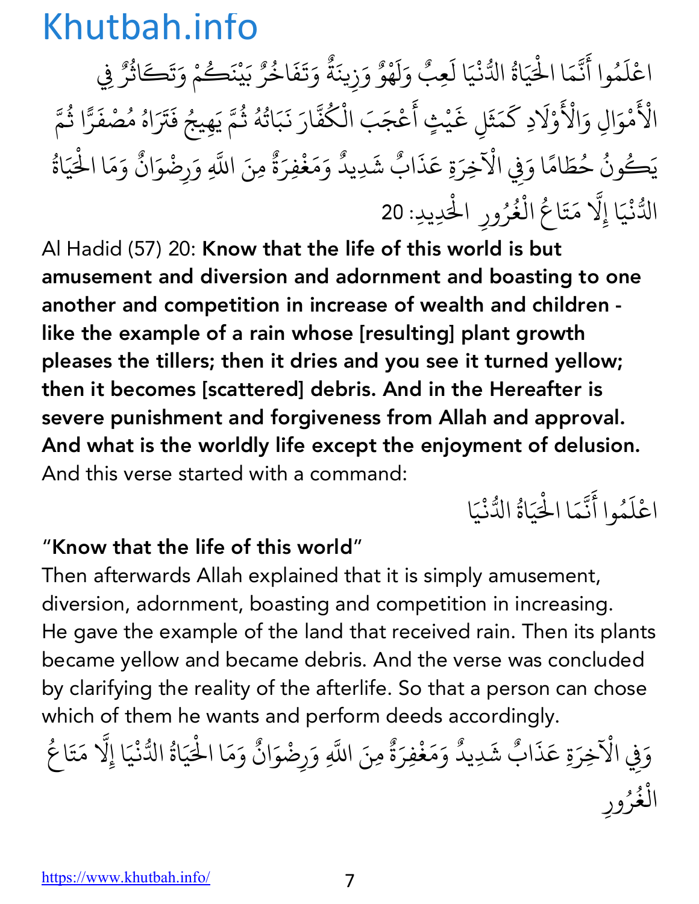اعْلَمُوا أَنَّمَا الْحَيَاةُ الدُّنْيَا لَعِبٌ وَلَهْوٌ وَزِينَةٌ وَتَفَاخُرٌ بَيْنَكُمْ وَتَكَاثُرٌ فِي الْأَمْوَالِ وَالْأَوْلَادِ كَمَثَلِ غَيْثٍ أَعْجَبَ الْكُفَّارَ نَبَاتُهُ ثُمَّ يَهِيجُ فَتَرَاهُ مُصْفَرًّا ثُمَّ يَكُونُ حُطَامًا وَفِي الْآخِرَةِ عَذَابٌ شَدِيدٌ وَمَغْفِرَةٌ مِنَ اللَّهِ وَرِضْوَانٌ وَمَا الْحَيَاةُ الدُّنْيَا إِلَّا مَتَاعُ الْغُرُورِ الْحَدِيدِ: 20

Al Hadid (57) 20: **Know that the life of this world is but amusement and diversion and adornment and boasting to one another and competition in increase of wealth and children - like the example of a rain whose [resulting] plant growth pleases the tillers; then it dries and you see it turned yellow; then it becomes [scattered] debris. And in the Hereafter is severe punishment and forgiveness from Allah and approval. And what is the worldly life except the enjoyment of delusion.**
And this verse started with a command:

اعْلَمُوا أَنَّمَا الْحَيَاةُ الدُّنْيَا

"**Know that the life of this world**"
Then afterwards Allah explained that it is simply amusement, diversion, adornment, boasting and competition in increasing. He gave the example of the land that received rain. Then its plants became yellow and became debris. And the verse was concluded by clarifying the reality of the afterlife. So that a person can chose which of them he wants and perform deeds accordingly.

وَفِي الْآخِرَةِ عَذَابٌ شَدِيدٌ وَمَغْفِرَةٌ مِنَ اللَّهِ وَرِضْوَانٌ وَمَا الْحَيَاةُ الدُّنْيَا إِلَّا مَتَاعُ الْغُرُورِ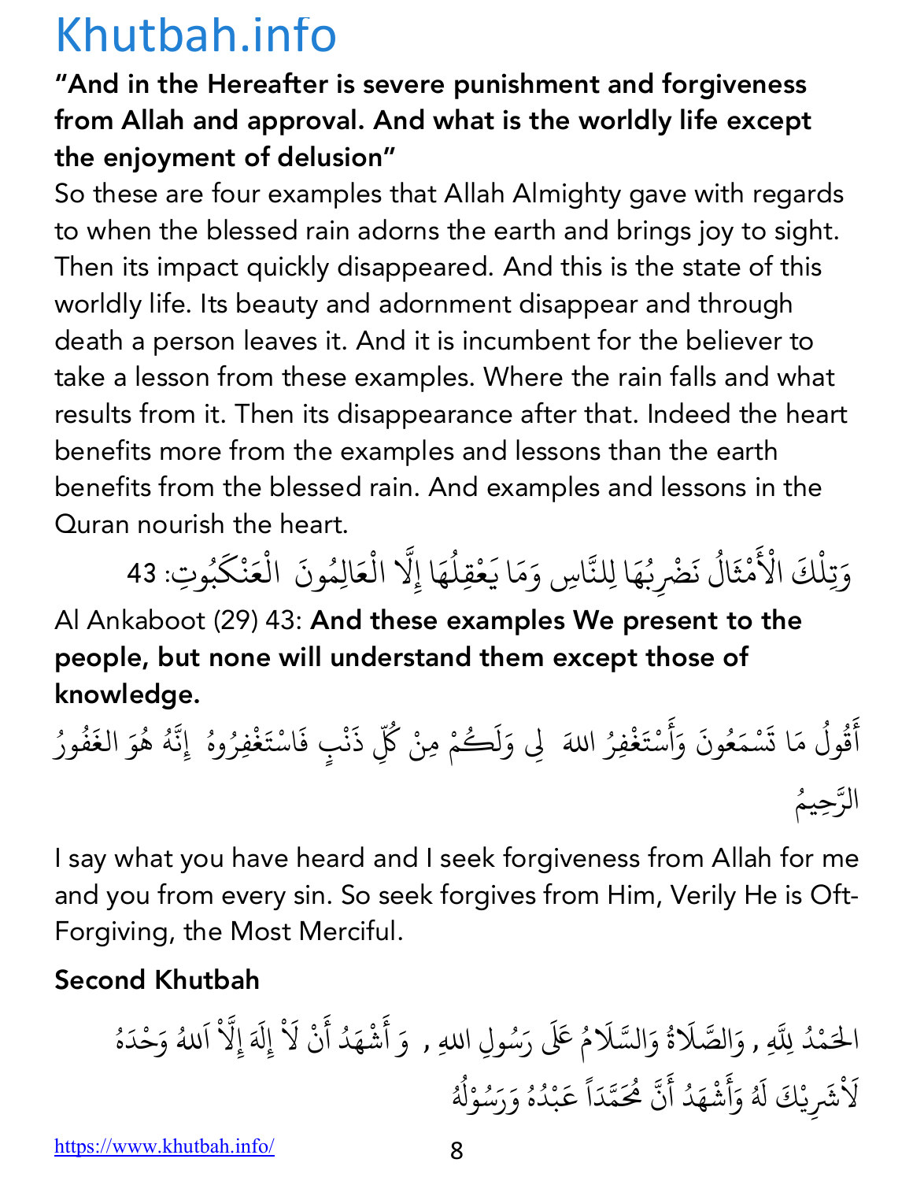**"And in the Hereafter is severe punishment and forgiveness from Allah and approval. And what is the worldly life except the enjoyment of delusion"**

So these are four examples that Allah Almighty gave with regards to when the blessed rain adorns the earth and brings joy to sight. Then its impact quickly disappeared. And this is the state of this worldly life. Its beauty and adornment disappear and through death a person leaves it. And it is incumbent for the believer to take a lesson from these examples. Where the rain falls and what results from it. Then its disappearance after that. Indeed the heart benefits more from the examples and lessons than the earth benefits from the blessed rain. And examples and lessons in the Quran nourish the heart.

وَتِلْكَ الْأَمْثَالُ نَضْرِبُهَا لِلنَّاسِ وَمَا يَعْقِلُهَا إِلَّا الْعَالِمُونَ الْعَنْكَبُوتِ: 43

Al Ankaboot (29) 43: **And these examples We present to the people, but none will understand them except those of knowledge.**

أَقُولُ مَا تَسْمَعُونَ وَأَسْتَغْفِرُ اللهَ لِي وَلَكُمْ مِنْ كُلِّ ذَنْبٍ فَاسْتَغْفِرُوهُ إِنَّهُ هُوَ الغَفُورُ الرَّحِيمُ

I say what you have heard and I seek forgiveness from Allah for me and you from every sin. So seek forgives from Him, Verily He is Oft-Forgiving, the Most Merciful.

**Second Khutbah**

الحَمْدُ لِلَّهِ , وَالصَّلَاةُ وَالسَّلَامُ عَلَى رَسُولِ اللهِ , وَ أَشْهَدُ أَنْ لَاْ إِلَهَ إِلَّاْ اَللهُ وَحْدَهُ لَاْشَرِيْكَ لَهُ وَأَشْهَدُ أَنَّ مُحَمَّدَاً عَبْدُهُ وَرَسُوْلُهُ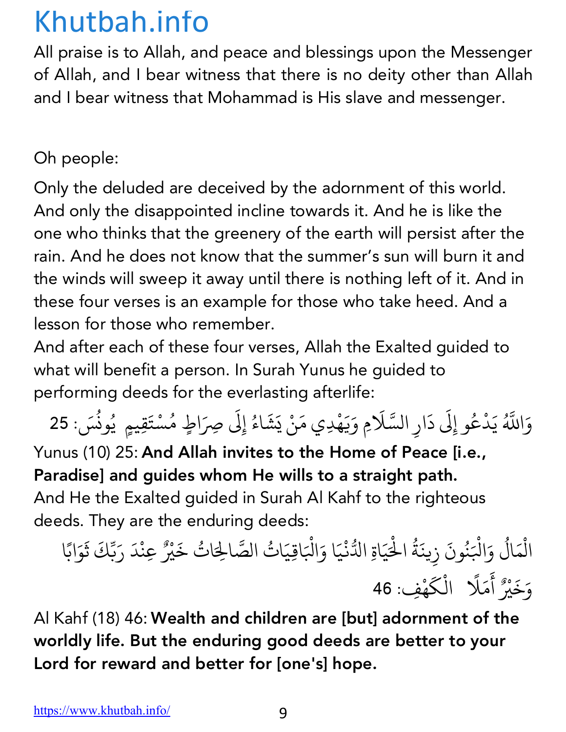All praise is to Allah, and peace and blessings upon the Messenger of Allah, and I bear witness that there is no deity other than Allah and I bear witness that Mohammad is His slave and messenger.

Oh people:

Only the deluded are deceived by the adornment of this world. And only the disappointed incline towards it. And he is like the one who thinks that the greenery of the earth will persist after the rain. And he does not know that the summer's sun will burn it and the winds will sweep it away until there is nothing left of it. And in these four verses is an example for those who take heed. And a lesson for those who remember.

And after each of these four verses, Allah the Exalted guided to what will benefit a person. In Surah Yunus he guided to performing deeds for the everlasting afterlife:

وَاللَّهُ يَدْعُو إِلَى دَارِ السَّلَامِ وَيَهْدِي مَنْ يَشَاءُ إِلَى صِرَاطٍ مُسْتَقِيمٍ يُونُس: 25

Yunus (10) 25: **And Allah invites to the Home of Peace [i.e., Paradise] and guides whom He wills to a straight path.**

And He the Exalted guided in Surah Al Kahf to the righteous deeds. They are the enduring deeds:

الْمَالُ وَالْبَنُونَ زِينَةُ الْحَيَاةِ الدُّنْيَا وَالْبَاقِيَاتُ الصَّالِحَاتُ خَيْرٌ عِنْدَ رَبِّكَ ثَوَابًا وَخَيْرٌ أَمَلًا الْكَهْفِ: 46

Al Kahf (18) 46: **Wealth and children are [but] adornment of the worldly life. But the enduring good deeds are better to your Lord for reward and better for [one's] hope.**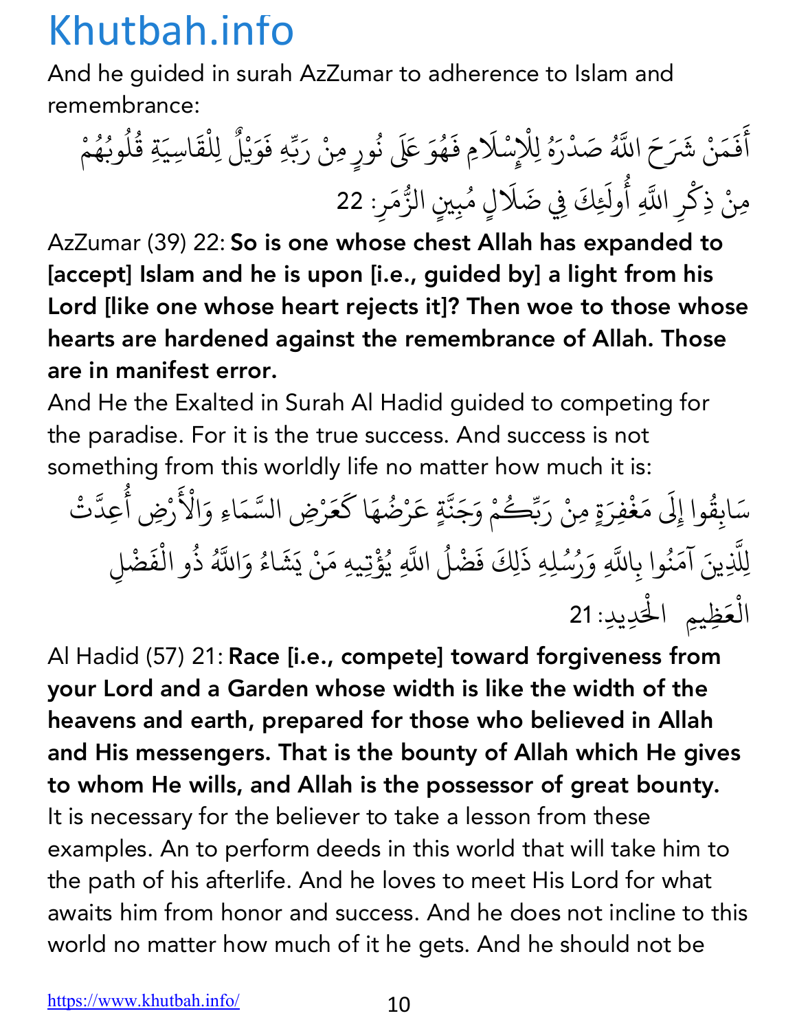And he guided in surah AzZumar to adherence to Islam and remembrance:

أَفَمَنْ شَرَحَ اللَّهُ صَدْرَهُ لِلْإِسْلَامِ فَهُوَ عَلَى نُورٍ مِنْ رَبِّهِ فَوَيْلٌ لِلْقَاسِيَةِ قُلُوبُهُمْ مِنْ ذِكْرِ اللَّهِ أُولَئِكَ فِي ضَلَالٍ مُبِينٍ الزُّمَر: 22

AzZumar (39) 22: **So is one whose chest Allah has expanded to [accept] Islam and he is upon [i.e., guided by] a light from his Lord [like one whose heart rejects it]? Then woe to those whose hearts are hardened against the remembrance of Allah. Those are in manifest error.**

And He the Exalted in Surah Al Hadid guided to competing for the paradise. For it is the true success. And success is not something from this worldly life no matter how much it is:

سَابِقُوا إِلَى مَغْفِرَةٍ مِنْ رَبِّكُمْ وَجَنَّةٍ عَرْضُهَا كَعَرْضِ السَّمَاءِ وَالْأَرْضِ أُعِدَّتْ لِلَّذِينَ آمَنُوا بِاللَّهِ وَرُسُلِهِ ذَلِكَ فَضْلُ اللَّهِ يُؤْتِيهِ مَنْ يَشَاءُ وَاللَّهُ ذُو الْفَضْلِ الْعَظِيمِ الْحَدِيدِ: 21

Al Hadid (57) 21: **Race [i.e., compete] toward forgiveness from your Lord and a Garden whose width is like the width of the heavens and earth, prepared for those who believed in Allah and His messengers. That is the bounty of Allah which He gives to whom He wills, and Allah is the possessor of great bounty.**

It is necessary for the believer to take a lesson from these examples. An to perform deeds in this world that will take him to the path of his afterlife. And he loves to meet His Lord for what awaits him from honor and success. And he does not incline to this world no matter how much of it he gets. And he should not be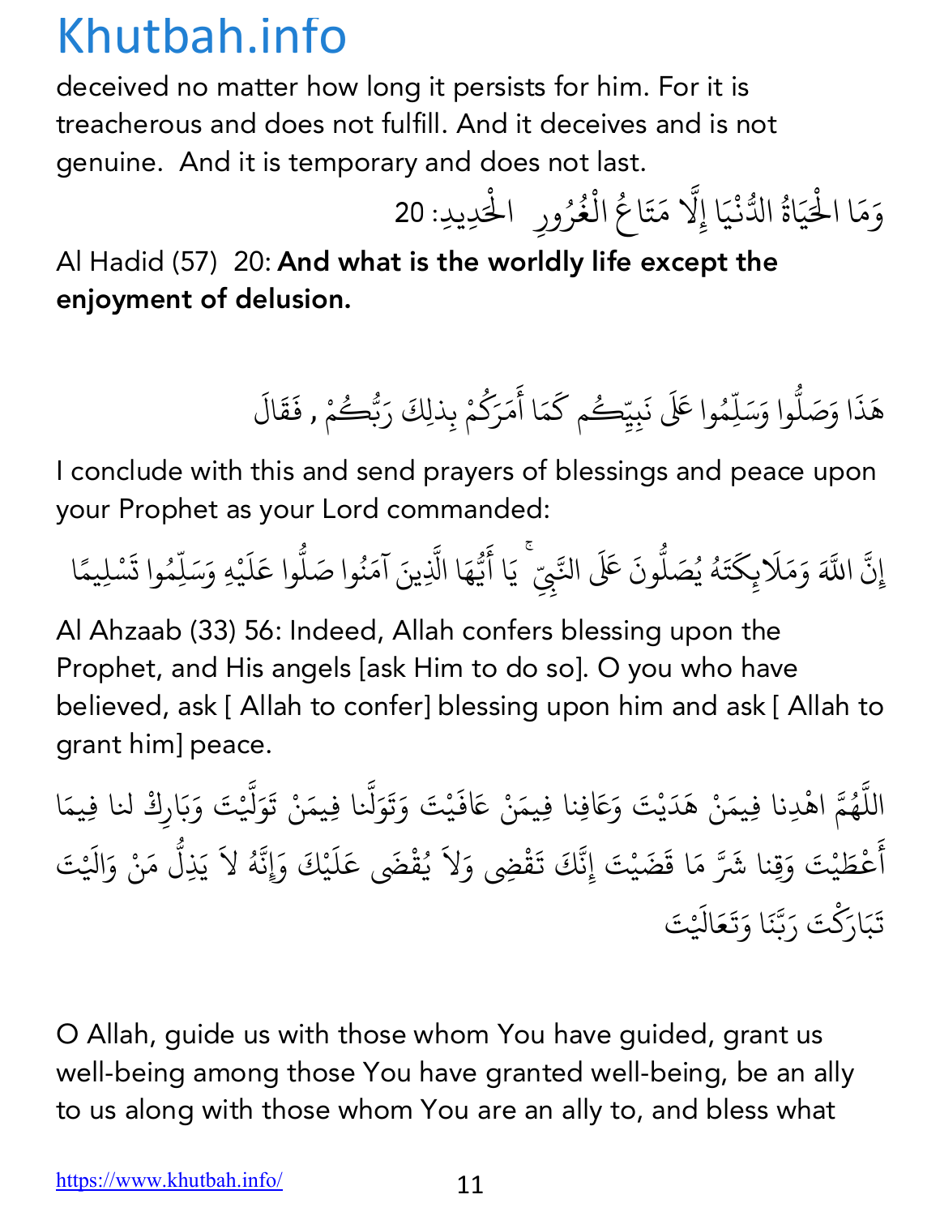deceived no matter how long it persists for him. For it is treacherous and does not fulfill. And it deceives and is not genuine. And it is temporary and does not last.

وَمَا الْحَيَاةُ الدُّنْيَا إِلَّا مَتَاعُ الْغُرُورِ   الْحَدِيدِ: 20

Al Hadid (57) 20: **And what is the worldly life except the enjoyment of delusion.**

هَذَا وَصَلُّوا وَسَلِّمُوا عَلَى نَبِيِّكُم كَمَا أَمَرَكُمْ بِذلِكَ رَبُّكُمْ , فَقَالَ

I conclude with this and send prayers of blessings and peace upon your Prophet as your Lord commanded:

إِنَّ اللَّهَ وَمَلَائِكَتَهُ يُصَلُّونَ عَلَى النَّبِيِّ ۚ يَا أَيُّهَا الَّذِينَ آمَنُوا صَلُّوا عَلَيْهِ وَسَلِّمُوا تَسْلِيمًا

Al Ahzaab (33) 56: Indeed, Allah confers blessing upon the Prophet, and His angels [ask Him to do so]. O you who have believed, ask [ Allah to confer] blessing upon him and ask [ Allah to grant him] peace.

اللَّهُمَّ اهْدِنا فِيمَنْ هَدَيْتَ وَعَافِنا فِيمَنْ عَافَيْتَ وَتَوَلَّنا فِيمَنْ تَوَلَّيْتَ وَبَارِكْ لنا فِيمَا أَعْطَيْتَ وَقِنا شَرَّ مَا قَضَيْتَ إِنَّكَ تَقْضِي وَلاَ يُقْضَى عَلَيْكَ وَإِنَّهُ لاَ يَذِلُّ مَنْ وَالَيْتَ تَبَارَكْتَ رَبَّنَا وَتَعَالَيْتَ

O Allah, guide us with those whom You have guided, grant us well-being among those You have granted well-being, be an ally to us along with those whom You are an ally to, and bless what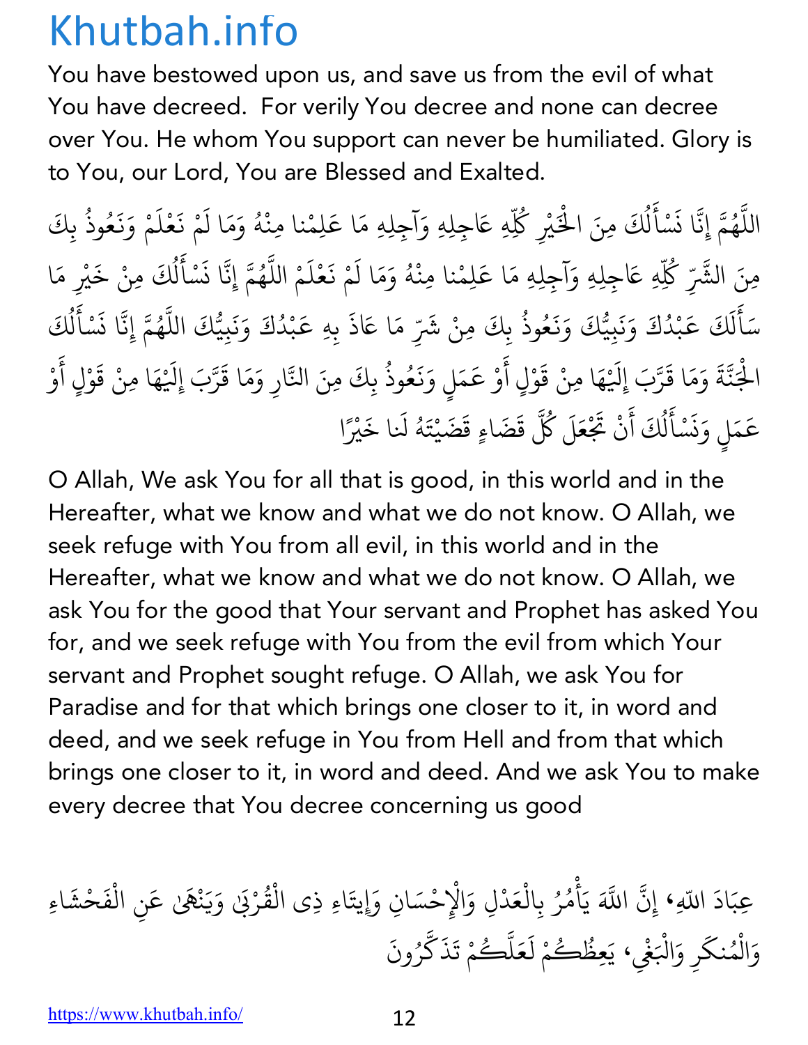You have bestowed upon us, and save us from the evil of what You have decreed.  For verily You decree and none can decree over You. He whom You support can never be humiliated. Glory is to You, our Lord, You are Blessed and Exalted.

اللَّهُمَّ إِنَّا نَسْأَلُكَ مِنَ الْخَيْرِ كُلِّهِ عَاجِلِهِ وَآجِلِهِ مَا عَلِمْنا مِنْهُ وَمَا لَمْ نَعْلَمْ وَنَعُوذُ بِكَ مِنَ الشَّرِّ كُلِّهِ عَاجِلِهِ وَآجِلِهِ مَا عَلِمْنا مِنْهُ وَمَا لَمْ نَعْلَمْ اللَّهُمَّ إِنَّا نَسْأَلُكَ مِنْ خَيْرِ مَا سَأَلَكَ عَبْدُكَ وَنَبِيُّكَ وَنَعُوذُ بِكَ مِنْ شَرِّ مَا عَاذَ بِهِ عَبْدُكَ وَنَبِيُّكَ اللَّهُمَّ إِنَّا نَسْأَلُكَ الْجَنَّةَ وَمَا قَرَّبَ إِلَيْهَا مِنْ قَوْلٍ أَوْ عَمَلٍ وَنَعُوذُ بِكَ مِنَ النَّارِ وَمَا قَرَّبَ إِلَيْهَا مِنْ قَوْلٍ أَوْ عَمَلٍ وَنَسْأَلُكَ أَنْ تَجْعَلَ كُلَّ قَضَاءٍ قَضَيْتَهُ لَنا خَيْرًا

O Allah, We ask You for all that is good, in this world and in the Hereafter, what we know and what we do not know. O Allah, we seek refuge with You from all evil, in this world and in the Hereafter, what we know and what we do not know. O Allah, we ask You for the good that Your servant and Prophet has asked You for, and we seek refuge with You from the evil from which Your servant and Prophet sought refuge. O Allah, we ask You for Paradise and for that which brings one closer to it, in word and deed, and we seek refuge in You from Hell and from that which brings one closer to it, in word and deed. And we ask You to make every decree that You decree concerning us good

عِبَادَ اللهِ، إِنَّ اللَّهَ يَأْمُرُ بِالْعَدْلِ وَالْإِحْسَانِ وَإِيتَاءِ ذِى الْقُرْبَىٰ وَيَنْهَىٰ عَنِ الْفَحْشَاءِ وَالْمُنكَرِ وَالْبَغْيِ، يَعِظُكُمْ لَعَلَّكُمْ تَذَكَّرُونَ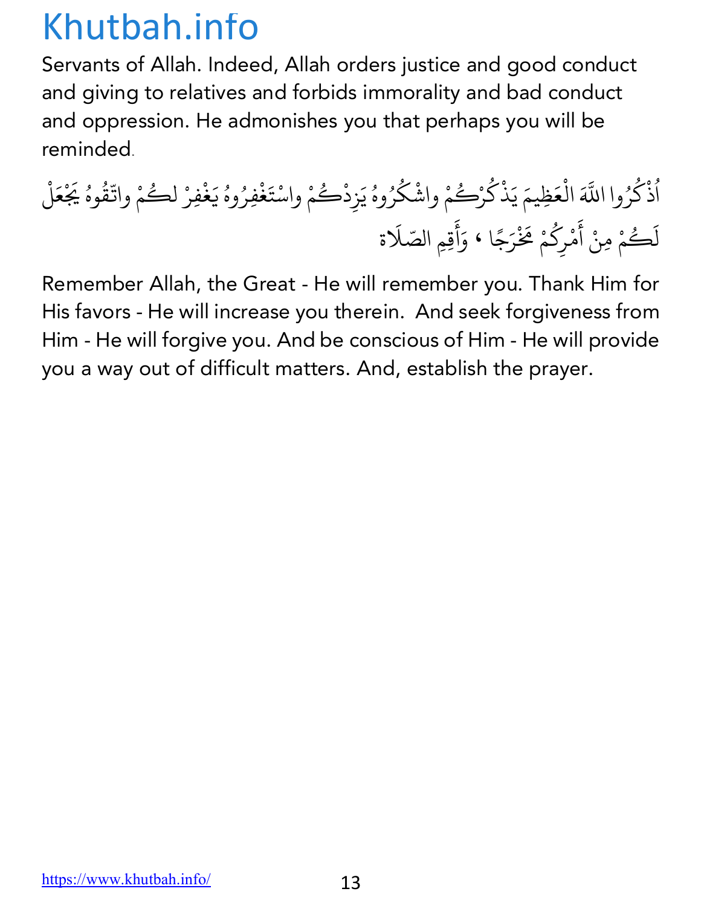Servants of Allah. Indeed, Allah orders justice and good conduct and giving to relatives and forbids immorality and bad conduct and oppression. He admonishes you that perhaps you will be reminded.

أُذْكُرُوا اللَّهَ الْعَظِيمَ يَذْكُرْكُمْ واشْكُرُوهُ يَزِدْكُمْ واسْتَغْفِرُوهُ يَغْفِرْ لكُمْ واتّقُوهُ يَجْعَلْ لَكُمْ مِنْ أَمْرِكُمْ مَخْرَجًا ، وَأَقِمِ الصّلَاة

Remember Allah, the Great - He will remember you. Thank Him for His favors - He will increase you therein. And seek forgiveness from Him - He will forgive you. And be conscious of Him - He will provide you a way out of difficult matters. And, establish the prayer.